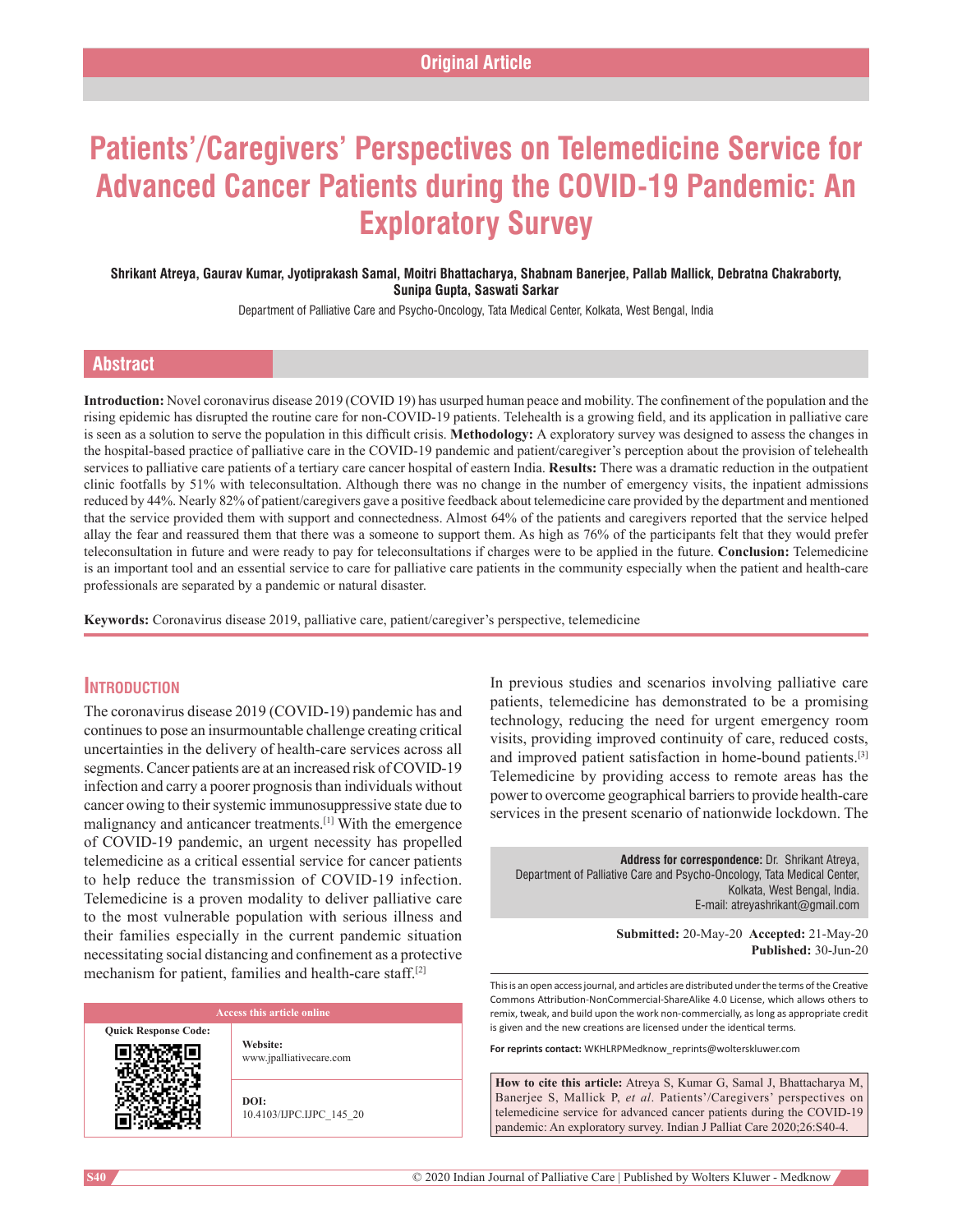Original Article

# Patients'/Caregivers' Perspectives on Telemedicine Service for Advanced Cancer Patients during the COVID-19 Pandemic: An Exploratory Survey

**Shrikant Atreya, Gaurav Kumar, Jyotiprakash Samal, Moitri Bhattacharya, Shabnam Banerjee, Pallab Mallick, Debratna Chakraborty, Sunipa Gupta, Saswati Sarkar**

Department of Palliative Care and Psycho-Oncology, Tata Medical Center, Kolkata, West Bengal, India

## Abstract

**Introduction:** Novel coronavirus disease 2019 (COVID 19) has usurped human peace and mobility. The confinement of the population and the rising epidemic has disrupted the routine care for non-COVID-19 patients. Telehealth is a growing field, and its application in palliative care is seen as a solution to serve the population in this difficult crisis. **Methodology:** A exploratory survey was designed to assess the changes in the hospital-based practice of palliative care in the COVID-19 pandemic and patient/caregiver's perception about the provision of telehealth services to palliative care patients of a tertiary care cancer hospital of eastern India. **Results:** There was a dramatic reduction in the outpatient clinic footfalls by 51% with teleconsultation. Although there was no change in the number of emergency visits, the inpatient admissions reduced by 44%. Nearly 82% of patient/caregivers gave a positive feedback about telemedicine care provided by the department and mentioned that the service provided them with support and connectedness. Almost 64% of the patients and caregivers reported that the service helped allay the fear and reassured them that there was a someone to support them. As high as 76% of the participants felt that they would prefer teleconsultation in future and were ready to pay for teleconsultations if charges were to be applied in the future. **Conclusion:** Telemedicine is an important tool and an essential service to care for palliative care patients in the community especially when the patient and health-care professionals are separated by a pandemic or natural disaster.

**Keywords:** Coronavirus disease 2019, palliative care, patient/caregiver's perspective, telemedicine

## Introduction

The coronavirus disease 2019 (COVID-19) pandemic has and continues to pose an insurmountable challenge creating critical uncertainties in the delivery of health-care services across all segments. Cancer patients are at an increased risk of COVID-19 infection and carry a poorer prognosis than individuals without cancer owing to their systemic immunosuppressive state due to malignancy and anticancer treatments.[1] With the emergence of COVID-19 pandemic, an urgent necessity has propelled telemedicine as a critical essential service for cancer patients to help reduce the transmission of COVID-19 infection. Telemedicine is a proven modality to deliver palliative care to the most vulnerable population with serious illness and their families especially in the current pandemic situation necessitating social distancing and confinement as a protective mechanism for patient, families and health-care staff.[2]

In previous studies and scenarios involving palliative care patients, telemedicine has demonstrated to be a promising technology, reducing the need for urgent emergency room visits, providing improved continuity of care, reduced costs, and improved patient satisfaction in home-bound patients.[3] Telemedicine by providing access to remote areas has the power to overcome geographical barriers to provide health-care services in the present scenario of nationwide lockdown. The

**Address for correspondence:** Dr. Shrikant Atreya, Department of Palliative Care and Psycho-Oncology, Tata Medical Center, Kolkata, West Bengal, India. E-mail: atreyashrikant@gmail.com

**Submitted:** 20-May-20 **Accepted:** 21-May-20 **Published:** 30-Jun-20

| Access this article online | |
|---|---|
| Quick Response Code: | **Website:** www.jpalliativecare.com |
| | **DOI:** 10.4103/IJPC.IJPC_145_20 |

This is an open access journal, and articles are distributed under the terms of the Creative Commons Attribution-NonCommercial-ShareAlike 4.0 License, which allows others to remix, tweak, and build upon the work non-commercially, as long as appropriate credit is given and the new creations are licensed under the identical terms.

**For reprints contact:** WKHLRPMedknow_reprints@wolterskluwer.com

**How to cite this article:** Atreya S, Kumar G, Samal J, Bhattacharya M, Banerjee S, Mallick P, *et al*. Patients'/Caregivers' perspectives on telemedicine service for advanced cancer patients during the COVID-19 pandemic: An exploratory survey. Indian J Palliat Care 2020;26:S40-4.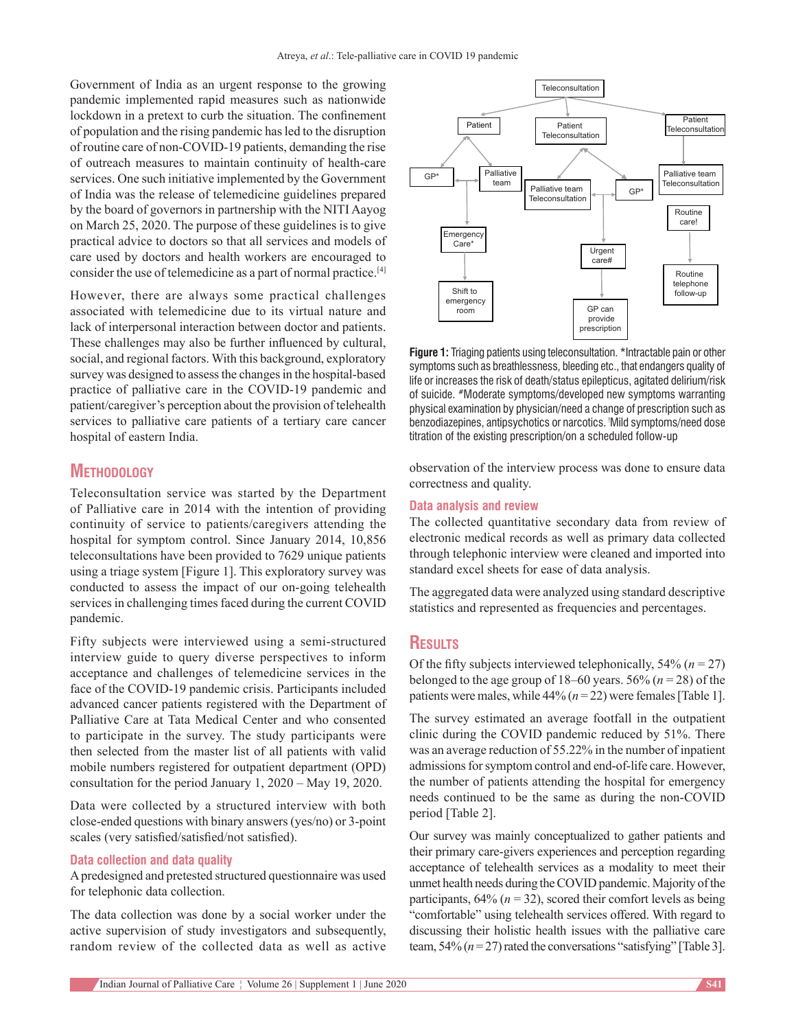Government of India as an urgent response to the growing pandemic implemented rapid measures such as nationwide lockdown in a pretext to curb the situation. The confinement of population and the rising pandemic has led to the disruption of routine care of non-COVID-19 patients, demanding the rise of outreach measures to maintain continuity of health-care services. One such initiative implemented by the Government of India was the release of telemedicine guidelines prepared by the board of governors in partnership with the NITI Aayog on March 25, 2020. The purpose of these guidelines is to give practical advice to doctors so that all services and models of care used by doctors and health workers are encouraged to consider the use of telemedicine as a part of normal practice.[4]

However, there are always some practical challenges associated with telemedicine due to its virtual nature and lack of interpersonal interaction between doctor and patients. These challenges may also be further influenced by cultural, social, and regional factors. With this background, exploratory survey was designed to assess the changes in the hospital-based practice of palliative care in the COVID-19 pandemic and patient/caregiver's perception about the provision of telehealth services to palliative care patients of a tertiary care cancer hospital of eastern India.

## Methodology

Teleconsultation service was started by the Department of Palliative care in 2014 with the intention of providing continuity of service to patients/caregivers attending the hospital for symptom control. Since January 2014, 10,856 teleconsultations have been provided to 7629 unique patients using a triage system [Figure 1]. This exploratory survey was conducted to assess the impact of our on-going telehealth services in challenging times faced during the current COVID pandemic.

Fifty subjects were interviewed using a semi-structured interview guide to query diverse perspectives to inform acceptance and challenges of telemedicine services in the face of the COVID-19 pandemic crisis. Participants included advanced cancer patients registered with the Department of Palliative Care at Tata Medical Center and who consented to participate in the survey. The study participants were then selected from the master list of all patients with valid mobile numbers registered for outpatient department (OPD) consultation for the period January 1, 2020 – May 19, 2020.

Data were collected by a structured interview with both close-ended questions with binary answers (yes/no) or 3-point scales (very satisfied/satisfied/not satisfied).

### Data collection and data quality

A predesigned and pretested structured questionnaire was used for telephonic data collection.

The data collection was done by a social worker under the active supervision of study investigators and subsequently, random review of the collected data as well as active observation of the interview process was done to ensure data correctness and quality.

Teleconsultation → Patient → GP* / Palliative team → Emergency Care* → Shift to emergency room; Teleconsultation → Patient Teleconsultation → Palliative team Teleconsultation / GP* → Urgent care# → GP can provide prescription; Teleconsultation → Patient Teleconsultation → Palliative team Teleconsultation → Routine care! → Routine telephone follow-up

**Figure 1:** Triaging patients using teleconsultation. *Intractable pain or other symptoms such as breathlessness, bleeding etc., that endangers quality of life or increases the risk of death/status epilepticus, agitated delirium/risk of suicide. #Moderate symptoms/developed new symptoms warranting physical examination by physician/need a change of prescription such as benzodiazepines, antipsychotics or narcotics. !Mild symptoms/need dose titration of the existing prescription/on a scheduled follow-up

### Data analysis and review

The collected quantitative secondary data from review of electronic medical records as well as primary data collected through telephonic interview were cleaned and imported into standard excel sheets for ease of data analysis.

The aggregated data were analyzed using standard descriptive statistics and represented as frequencies and percentages.

## Results

Of the fifty subjects interviewed telephonically, 54% ($n = 27$) belonged to the age group of 18–60 years. 56% ($n = 28$) of the patients were males, while 44% ($n = 22$) were females [Table 1].

The survey estimated an average footfall in the outpatient clinic during the COVID pandemic reduced by 51%. There was an average reduction of 55.22% in the number of inpatient admissions for symptom control and end-of-life care. However, the number of patients attending the hospital for emergency needs continued to be the same as during the non-COVID period [Table 2].

Our survey was mainly conceptualized to gather patients and their primary care-givers experiences and perception regarding acceptance of telehealth services as a modality to meet their unmet health needs during the COVID pandemic. Majority of the participants, 64% ($n = 32$), scored their comfort levels as being "comfortable" using telehealth services offered. With regard to discussing their holistic health issues with the palliative care team, 54% ($n = 27$) rated the conversations "satisfying" [Table 3].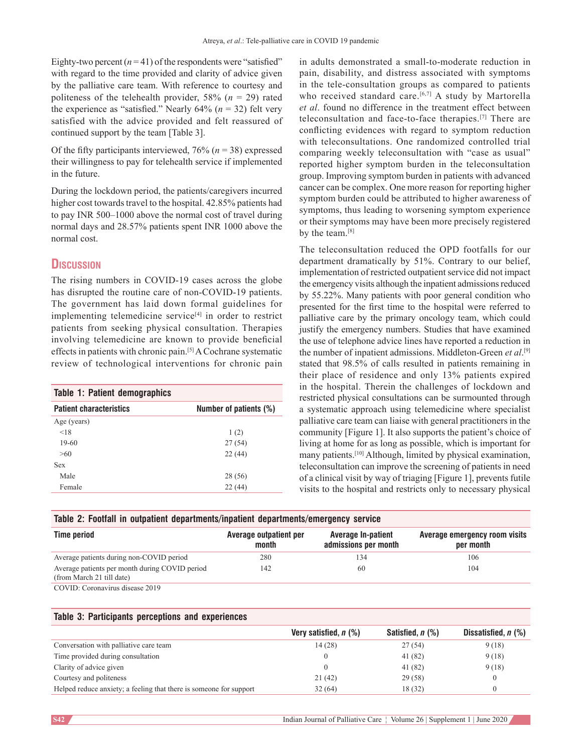Eighty-two percent ($n = 41$) of the respondents were "satisfied" with regard to the time provided and clarity of advice given by the palliative care team. With reference to courtesy and politeness of the telehealth provider, 58% ($n = 29$) rated the experience as "satisfied." Nearly 64% ($n = 32$) felt very satisfied with the advice provided and felt reassured of continued support by the team [Table 3].

Of the fifty participants interviewed, 76% ($n = 38$) expressed their willingness to pay for telehealth service if implemented in the future.

During the lockdown period, the patients/caregivers incurred higher cost towards travel to the hospital. 42.85% patients had to pay INR 500–1000 above the normal cost of travel during normal days and 28.57% patients spent INR 1000 above the normal cost.

## Discussion

The rising numbers in COVID-19 cases across the globe has disrupted the routine care of non-COVID-19 patients. The government has laid down formal guidelines for implementing telemedicine service[4] in order to restrict patients from seeking physical consultation. Therapies involving telemedicine are known to provide beneficial effects in patients with chronic pain.[5] A Cochrane systematic review of technological interventions for chronic pain in adults demonstrated a small-to-moderate reduction in pain, disability, and distress associated with symptoms in the tele-consultation groups as compared to patients who received standard care.[6,7] A study by Martorella *et al*. found no difference in the treatment effect between teleconsultation and face-to-face therapies.[7] There are conflicting evidences with regard to symptom reduction with teleconsultations. One randomized controlled trial comparing weekly teleconsultation with "case as usual" reported higher symptom burden in the teleconsultation group. Improving symptom burden in patients with advanced cancer can be complex. One more reason for reporting higher symptom burden could be attributed to higher awareness of symptoms, thus leading to worsening symptom experience or their symptoms may have been more precisely registered by the team.[8]

The teleconsultation reduced the OPD footfalls for our department dramatically by 51%. Contrary to our belief, implementation of restricted outpatient service did not impact the emergency visits although the inpatient admissions reduced by 55.22%. Many patients with poor general condition who presented for the first time to the hospital were referred to palliative care by the primary oncology team, which could justify the emergency numbers. Studies that have examined the use of telephone advice lines have reported a reduction in the number of inpatient admissions. Middleton-Green *et al*.[9] stated that 98.5% of calls resulted in patients remaining in their place of residence and only 13% patients expired in the hospital. Therein the challenges of lockdown and restricted physical consultations can be surmounted through a systematic approach using telemedicine where specialist palliative care team can liaise with general practitioners in the community [Figure 1]. It also supports the patient's choice of living at home for as long as possible, which is important for many patients.[10] Although, limited by physical examination, teleconsultation can improve the screening of patients in need of a clinical visit by way of triaging [Figure 1], prevents futile visits to the hospital and restricts only to necessary physical

**Table 1: Patient demographics**

| Patient characteristics | Number of patients (%) |
|---|---|
| Age (years) | |
| <18 | 1 (2) |
| 19-60 | 27 (54) |
| >60 | 22 (44) |
| Sex | |
| Male | 28 (56) |
| Female | 22 (44) |

**Table 2: Footfall in outpatient departments/inpatient departments/emergency service**

| Time period | Average outpatient per month | Average In-patient admissions per month | Average emergency room visits per month |
|---|---|---|---|
| Average patients during non-COVID period | 280 | 134 | 106 |
| Average patients per month during COVID period (from March 21 till date) | 142 | 60 | 104 |

COVID: Coronavirus disease 2019

**Table 3: Participants perceptions and experiences**

| | Very satisfied, *n* (%) | Satisfied, *n* (%) | Dissatisfied, *n* (%) |
|---|---|---|---|
| Conversation with palliative care team | 14 (28) | 27 (54) | 9 (18) |
| Time provided during consultation | 0 | 41 (82) | 9 (18) |
| Clarity of advice given | 0 | 41 (82) | 9 (18) |
| Courtesy and politeness | 21 (42) | 29 (58) | 0 |
| Helped reduce anxiety; a feeling that there is someone for support | 32 (64) | 18 (32) | 0 |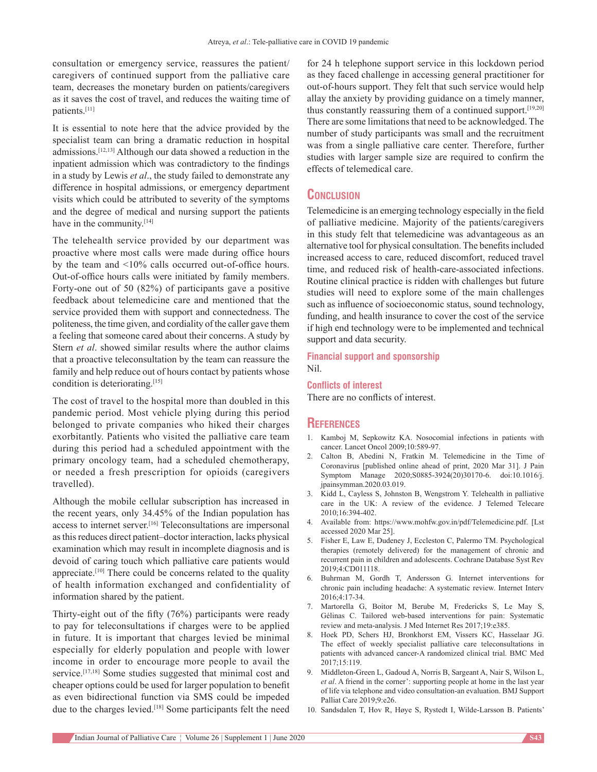consultation or emergency service, reassures the patient/caregivers of continued support from the palliative care team, decreases the monetary burden on patients/caregivers as it saves the cost of travel, and reduces the waiting time of patients.[11]

It is essential to note here that the advice provided by the specialist team can bring a dramatic reduction in hospital admissions.[12,13] Although our data showed a reduction in the inpatient admission which was contradictory to the findings in a study by Lewis *et al*., the study failed to demonstrate any difference in hospital admissions, or emergency department visits which could be attributed to severity of the symptoms and the degree of medical and nursing support the patients have in the community.[14]

The telehealth service provided by our department was proactive where most calls were made during office hours by the team and <10% calls occurred out-of-office hours. Out-of-office hours calls were initiated by family members. Forty-one out of 50 (82%) of participants gave a positive feedback about telemedicine care and mentioned that the service provided them with support and connectedness. The politeness, the time given, and cordiality of the caller gave them a feeling that someone cared about their concerns. A study by Stern *et al*. showed similar results where the author claims that a proactive teleconsultation by the team can reassure the family and help reduce out of hours contact by patients whose condition is deteriorating.[15]

The cost of travel to the hospital more than doubled in this pandemic period. Most vehicle plying during this period belonged to private companies who hiked their charges exorbitantly. Patients who visited the palliative care team during this period had a scheduled appointment with the primary oncology team, had a scheduled chemotherapy, or needed a fresh prescription for opioids (caregivers travelled).

Although the mobile cellular subscription has increased in the recent years, only 34.45% of the Indian population has access to internet server.[16] Teleconsultations are impersonal as this reduces direct patient–doctor interaction, lacks physical examination which may result in incomplete diagnosis and is devoid of caring touch which palliative care patients would appreciate.[10] There could be concerns related to the quality of health information exchanged and confidentiality of information shared by the patient.

Thirty-eight out of the fifty (76%) participants were ready to pay for teleconsultations if charges were to be applied in future. It is important that charges levied be minimal especially for elderly population and people with lower income in order to encourage more people to avail the service.[17,18] Some studies suggested that minimal cost and cheaper options could be used for larger population to benefit as even bidirectional function via SMS could be impeded due to the charges levied.[18] Some participants felt the need for 24 h telephone support service in this lockdown period as they faced challenge in accessing general practitioner for out-of-hours support. They felt that such service would help allay the anxiety by providing guidance on a timely manner, thus constantly reassuring them of a continued support.[19,20] There are some limitations that need to be acknowledged. The number of study participants was small and the recruitment was from a single palliative care center. Therefore, further studies with larger sample size are required to confirm the effects of telemedical care.

## Conclusion

Telemedicine is an emerging technology especially in the field of palliative medicine. Majority of the patients/caregivers in this study felt that telemedicine was advantageous as an alternative tool for physical consultation. The benefits included increased access to care, reduced discomfort, reduced travel time, and reduced risk of health-care-associated infections. Routine clinical practice is ridden with challenges but future studies will need to explore some of the main challenges such as influence of socioeconomic status, sound technology, funding, and health insurance to cover the cost of the service if high end technology were to be implemented and technical support and data security.

### Financial support and sponsorship

Nil.

### Conflicts of interest

There are no conflicts of interest.

## References

1. Kamboj M, Sepkowitz KA. Nosocomial infections in patients with cancer. Lancet Oncol 2009;10:589-97.
2. Calton B, Abedini N, Fratkin M. Telemedicine in the Time of Coronavirus [published online ahead of print, 2020 Mar 31]. J Pain Symptom Manage 2020;S0885-3924(20)30170-6. doi:10.1016/j.jpainsymman.2020.03.019.
3. Kidd L, Cayless S, Johnston B, Wengstrom Y. Telehealth in palliative care in the UK: A review of the evidence. J Telemed Telecare 2010;16:394-402.
4. Available from: https://www.mohfw.gov.in/pdf/Telemedicine.pdf. [Lst accessed 2020 Mar 25].
5. Fisher E, Law E, Dudeney J, Eccleston C, Palermo TM. Psychological therapies (remotely delivered) for the management of chronic and recurrent pain in children and adolescents. Cochrane Database Syst Rev 2019;4:CD011118.
6. Buhrman M, Gordh T, Andersson G. Internet interventions for chronic pain including headache: A systematic review. Internet Interv 2016;4:17-34.
7. Martorella G, Boitor M, Berube M, Fredericks S, Le May S, Gélinas C. Tailored web-based interventions for pain: Systematic review and meta-analysis. J Med Internet Res 2017;19:e385.
8. Hoek PD, Schers HJ, Bronkhorst EM, Vissers KC, Hasselaar JG. The effect of weekly specialist palliative care teleconsultations in patients with advanced cancer-A randomized clinical trial. BMC Med 2017;15:119.
9. Middleton-Green L, Gadoud A, Norris B, Sargeant A, Nair S, Wilson L, *et al*. A friend in the corner': supporting people at home in the last year of life via telephone and video consultation-an evaluation. BMJ Support Palliat Care 2019;9:e26.
10. Sandsdalen T, Hov R, Høye S, Rystedt I, Wilde-Larsson B. Patients'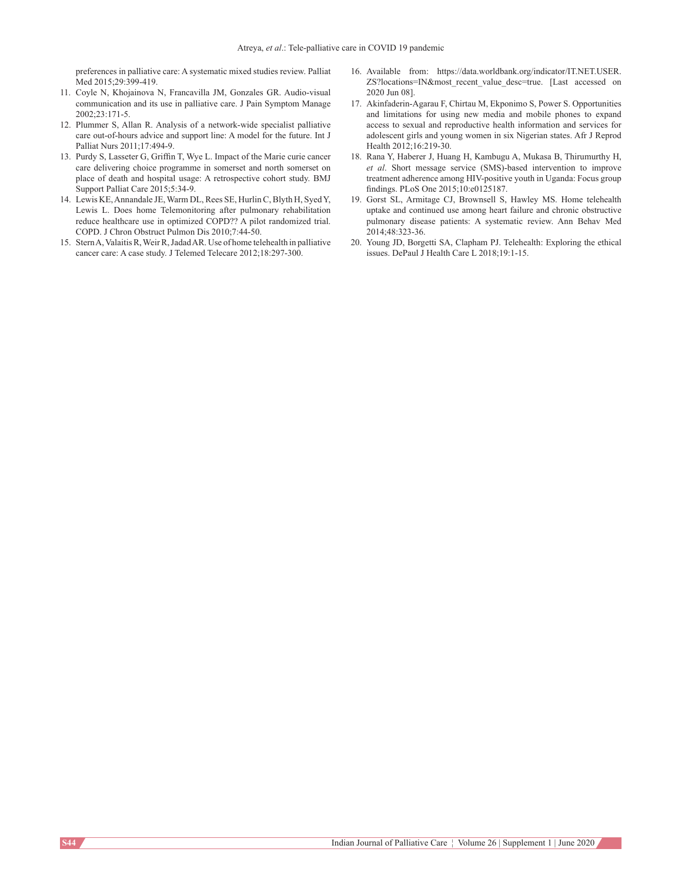preferences in palliative care: A systematic mixed studies review. Palliat Med 2015;29:399-419.

11. Coyle N, Khojainova N, Francavilla JM, Gonzales GR. Audio-visual communication and its use in palliative care. J Pain Symptom Manage 2002;23:171-5.
12. Plummer S, Allan R. Analysis of a network-wide specialist palliative care out-of-hours advice and support line: A model for the future. Int J Palliat Nurs 2011;17:494-9.
13. Purdy S, Lasseter G, Griffin T, Wye L. Impact of the Marie curie cancer care delivering choice programme in somerset and north somerset on place of death and hospital usage: A retrospective cohort study. BMJ Support Palliat Care 2015;5:34-9.
14. Lewis KE, Annandale JE, Warm DL, Rees SE, Hurlin C, Blyth H, Syed Y, Lewis L. Does home Telemonitoring after pulmonary rehabilitation reduce healthcare use in optimized COPD?? A pilot randomized trial. COPD. J Chron Obstruct Pulmon Dis 2010;7:44-50.
15. Stern A, Valaitis R, Weir R, Jadad AR. Use of home telehealth in palliative cancer care: A case study. J Telemed Telecare 2012;18:297-300.
16. Available from: https://data.worldbank.org/indicator/IT.NET.USER.ZS?locations=IN&most_recent_value_desc=true. [Last accessed on 2020 Jun 08].
17. Akinfaderin-Agarau F, Chirtau M, Ekponimo S, Power S. Opportunities and limitations for using new media and mobile phones to expand access to sexual and reproductive health information and services for adolescent girls and young women in six Nigerian states. Afr J Reprod Health 2012;16:219-30.
18. Rana Y, Haberer J, Huang H, Kambugu A, Mukasa B, Thirumurthy H, *et al*. Short message service (SMS)-based intervention to improve treatment adherence among HIV-positive youth in Uganda: Focus group findings. PLoS One 2015;10:e0125187.
19. Gorst SL, Armitage CJ, Brownsell S, Hawley MS. Home telehealth uptake and continued use among heart failure and chronic obstructive pulmonary disease patients: A systematic review. Ann Behav Med 2014;48:323-36.
20. Young JD, Borgetti SA, Clapham PJ. Telehealth: Exploring the ethical issues. DePaul J Health Care L 2018;19:1-15.